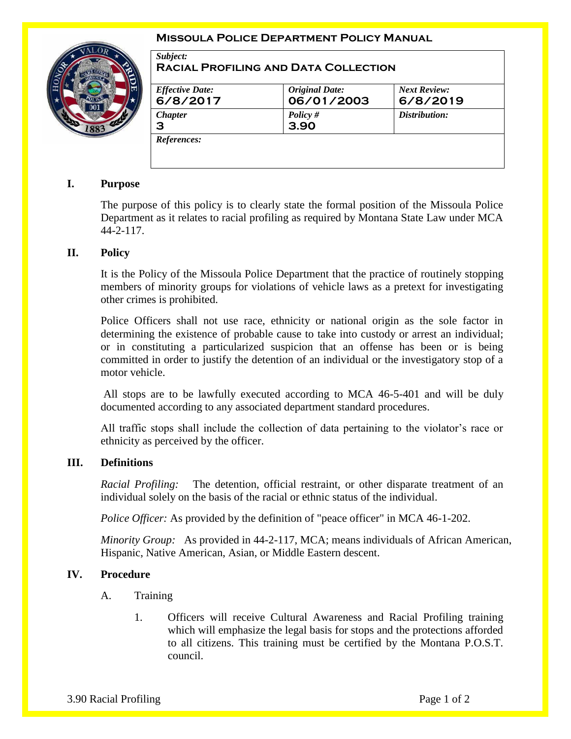# Missoula Police Department Policy Manual

| *Subject:* **Racial Profiling and Data Collection** | | |
|---|---|---|
| *Effective Date:* **6/8/2017** | *Original Date:* **06/01/2003** | *Next Review:* **6/8/2019** |
| *Chapter* **3** | *Policy #* **3.90** | *Distribution:* |
| *References:* | | |

## I. Purpose

The purpose of this policy is to clearly state the formal position of the Missoula Police Department as it relates to racial profiling as required by Montana State Law under MCA 44-2-117.

## II. Policy

It is the Policy of the Missoula Police Department that the practice of routinely stopping members of minority groups for violations of vehicle laws as a pretext for investigating other crimes is prohibited.

Police Officers shall not use race, ethnicity or national origin as the sole factor in determining the existence of probable cause to take into custody or arrest an individual; or in constituting a particularized suspicion that an offense has been or is being committed in order to justify the detention of an individual or the investigatory stop of a motor vehicle.

All stops are to be lawfully executed according to MCA 46-5-401 and will be duly documented according to any associated department standard procedures.

All traffic stops shall include the collection of data pertaining to the violator's race or ethnicity as perceived by the officer.

## III. Definitions

*Racial Profiling:* The detention, official restraint, or other disparate treatment of an individual solely on the basis of the racial or ethnic status of the individual.

*Police Officer:* As provided by the definition of "peace officer" in MCA 46-1-202.

*Minority Group:* As provided in 44-2-117, MCA; means individuals of African American, Hispanic, Native American, Asian, or Middle Eastern descent.

## IV. Procedure

A. Training

1. Officers will receive Cultural Awareness and Racial Profiling training which will emphasize the legal basis for stops and the protections afforded to all citizens. This training must be certified by the Montana P.O.S.T. council.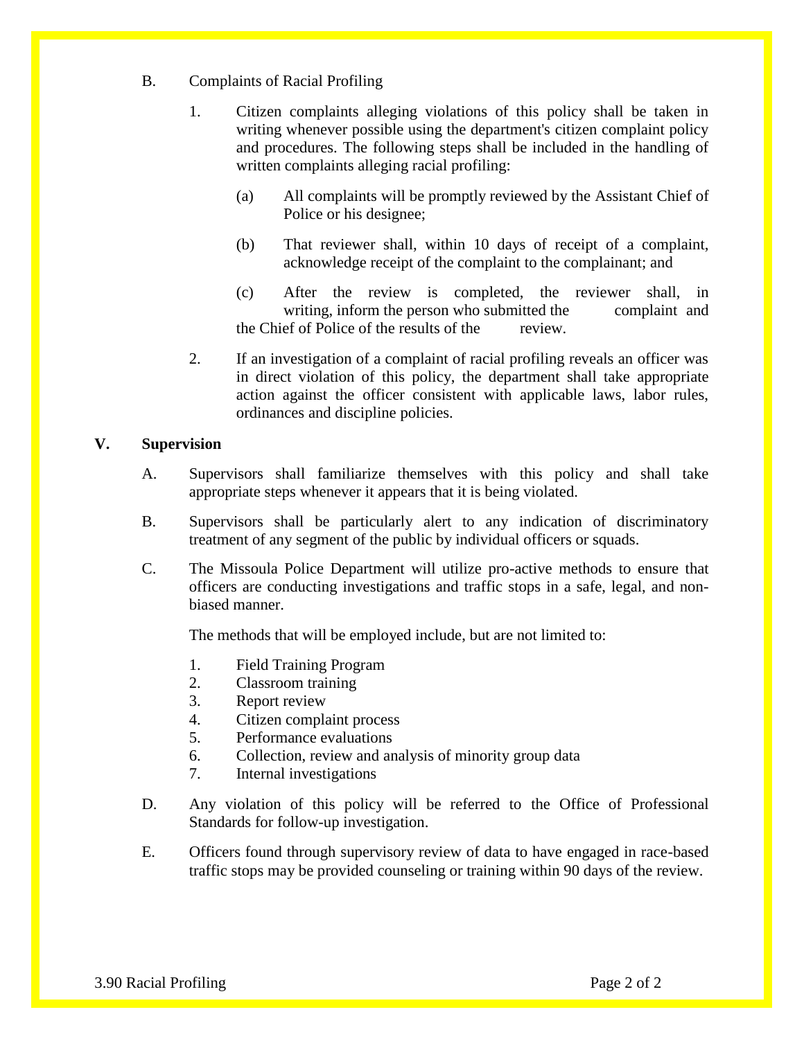B. Complaints of Racial Profiling

1. Citizen complaints alleging violations of this policy shall be taken in writing whenever possible using the department's citizen complaint policy and procedures. The following steps shall be included in the handling of written complaints alleging racial profiling:

   (a) All complaints will be promptly reviewed by the Assistant Chief of Police or his designee;

   (b) That reviewer shall, within 10 days of receipt of a complaint, acknowledge receipt of the complaint to the complainant; and

   (c) After the review is completed, the reviewer shall, in writing, inform the person who submitted the complaint and the Chief of Police of the results of the review.

2. If an investigation of a complaint of racial profiling reveals an officer was in direct violation of this policy, the department shall take appropriate action against the officer consistent with applicable laws, labor rules, ordinances and discipline policies.

## V. Supervision

A. Supervisors shall familiarize themselves with this policy and shall take appropriate steps whenever it appears that it is being violated.

B. Supervisors shall be particularly alert to any indication of discriminatory treatment of any segment of the public by individual officers or squads.

C. The Missoula Police Department will utilize pro-active methods to ensure that officers are conducting investigations and traffic stops in a safe, legal, and non-biased manner.

   The methods that will be employed include, but are not limited to:

   1. Field Training Program
   2. Classroom training
   3. Report review
   4. Citizen complaint process
   5. Performance evaluations
   6. Collection, review and analysis of minority group data
   7. Internal investigations

D. Any violation of this policy will be referred to the Office of Professional Standards for follow-up investigation.

E. Officers found through supervisory review of data to have engaged in race-based traffic stops may be provided counseling or training within 90 days of the review.